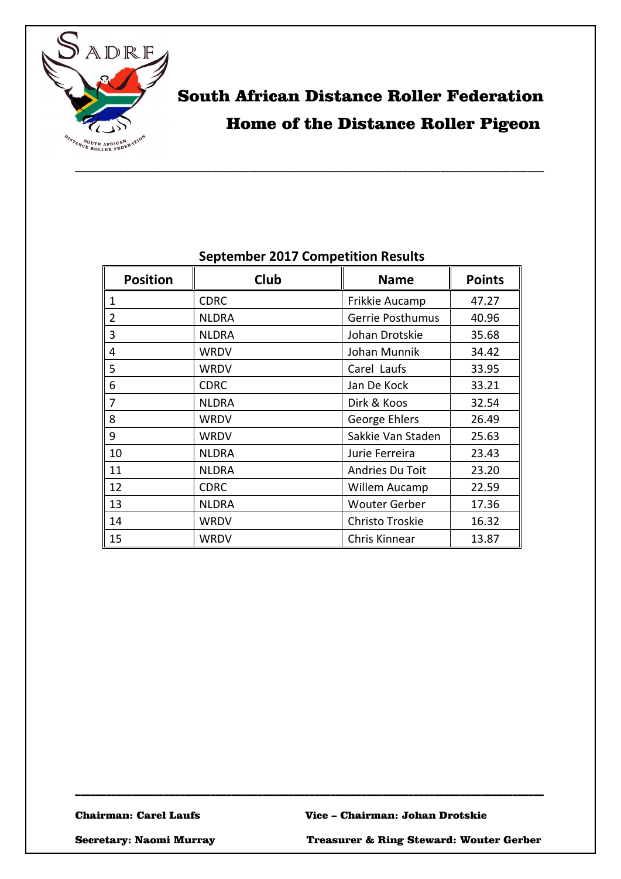# South African Distance Roller Federation

## Home of the Distance Roller Pigeon

---

**September 2017 Competition Results**

| Position | Club | Name | Points |
|---|---|---|---|
| 1 | CDRC | Frikkie Aucamp | 47.27 |
| 2 | NLDRA | Gerrie Posthumus | 40.96 |
| 3 | NLDRA | Johan Drotskie | 35.68 |
| 4 | WRDV | Johan Munnik | 34.42 |
| 5 | WRDV | Carel Laufs | 33.95 |
| 6 | CDRC | Jan De Kock | 33.21 |
| 7 | NLDRA | Dirk & Koos | 32.54 |
| 8 | WRDV | George Ehlers | 26.49 |
| 9 | WRDV | Sakkie Van Staden | 25.63 |
| 10 | NLDRA | Jurie Ferreira | 23.43 |
| 11 | NLDRA | Andries Du Toit | 23.20 |
| 12 | CDRC | Willem Aucamp | 22.59 |
| 13 | NLDRA | Wouter Gerber | 17.36 |
| 14 | WRDV | Christo Troskie | 16.32 |
| 15 | WRDV | Chris Kinnear | 13.87 |

---

**Chairman: Carel Laufs** **Vice – Chairman: Johan Drotskie**

**Secretary: Naomi Murray** **Treasurer & Ring Steward: Wouter Gerber**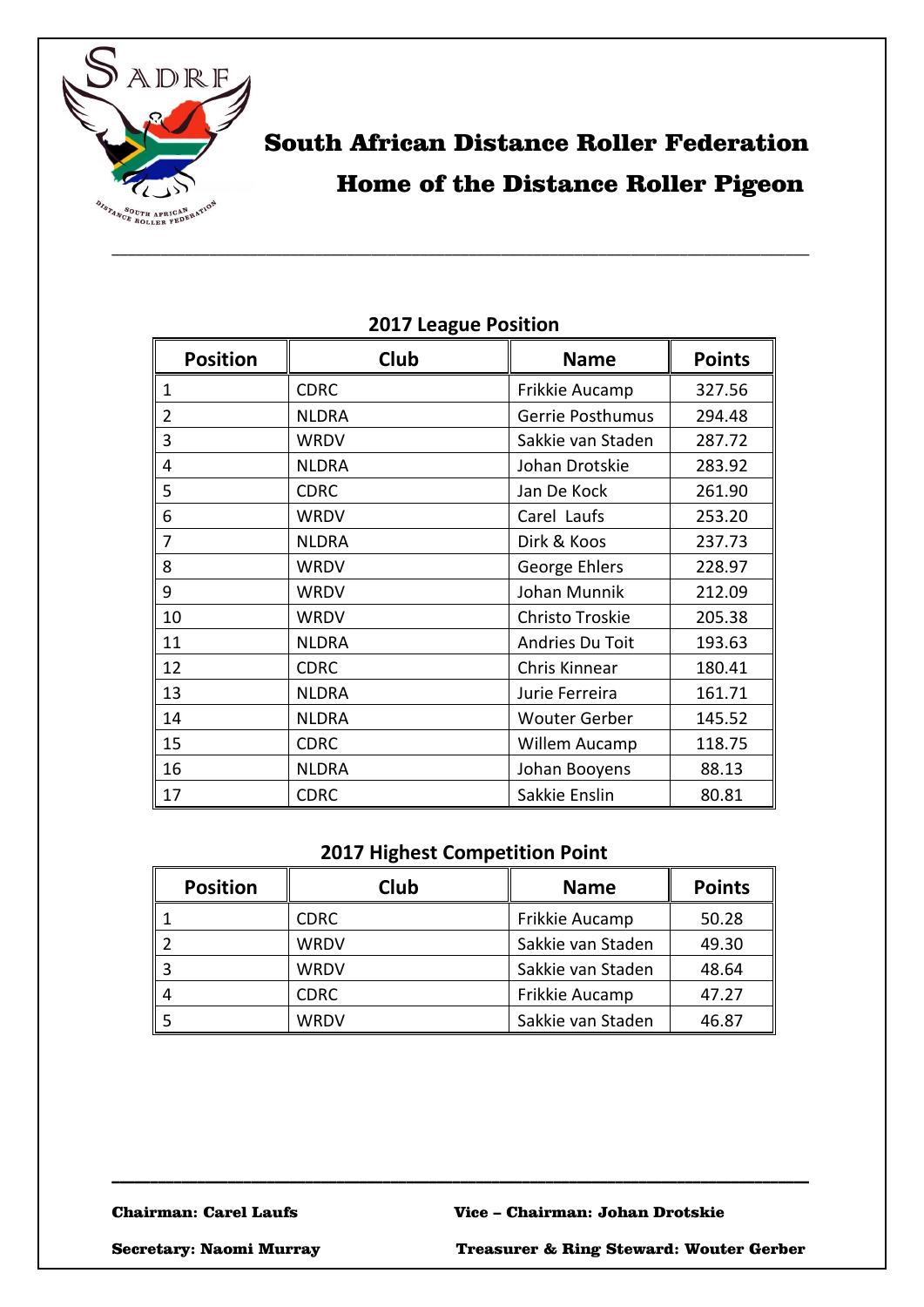# South African Distance Roller Federation

## Home of the Distance Roller Pigeon

---

### 2017 League Position

| Position | Club | Name | Points |
|---|---|---|---|
| 1 | CDRC | Frikkie Aucamp | 327.56 |
| 2 | NLDRA | Gerrie Posthumus | 294.48 |
| 3 | WRDV | Sakkie van Staden | 287.72 |
| 4 | NLDRA | Johan Drotskie | 283.92 |
| 5 | CDRC | Jan De Kock | 261.90 |
| 6 | WRDV | Carel Laufs | 253.20 |
| 7 | NLDRA | Dirk & Koos | 237.73 |
| 8 | WRDV | George Ehlers | 228.97 |
| 9 | WRDV | Johan Munnik | 212.09 |
| 10 | WRDV | Christo Troskie | 205.38 |
| 11 | NLDRA | Andries Du Toit | 193.63 |
| 12 | CDRC | Chris Kinnear | 180.41 |
| 13 | NLDRA | Jurie Ferreira | 161.71 |
| 14 | NLDRA | Wouter Gerber | 145.52 |
| 15 | CDRC | Willem Aucamp | 118.75 |
| 16 | NLDRA | Johan Booyens | 88.13 |
| 17 | CDRC | Sakkie Enslin | 80.81 |

### 2017 Highest Competition Point

| Position | Club | Name | Points |
|---|---|---|---|
| 1 | CDRC | Frikkie Aucamp | 50.28 |
| 2 | WRDV | Sakkie van Staden | 49.30 |
| 3 | WRDV | Sakkie van Staden | 48.64 |
| 4 | CDRC | Frikkie Aucamp | 47.27 |
| 5 | WRDV | Sakkie van Staden | 46.87 |

---

**Chairman: Carel Laufs** **Vice – Chairman: Johan Drotskie**

**Secretary: Naomi Murray** **Treasurer & Ring Steward: Wouter Gerber**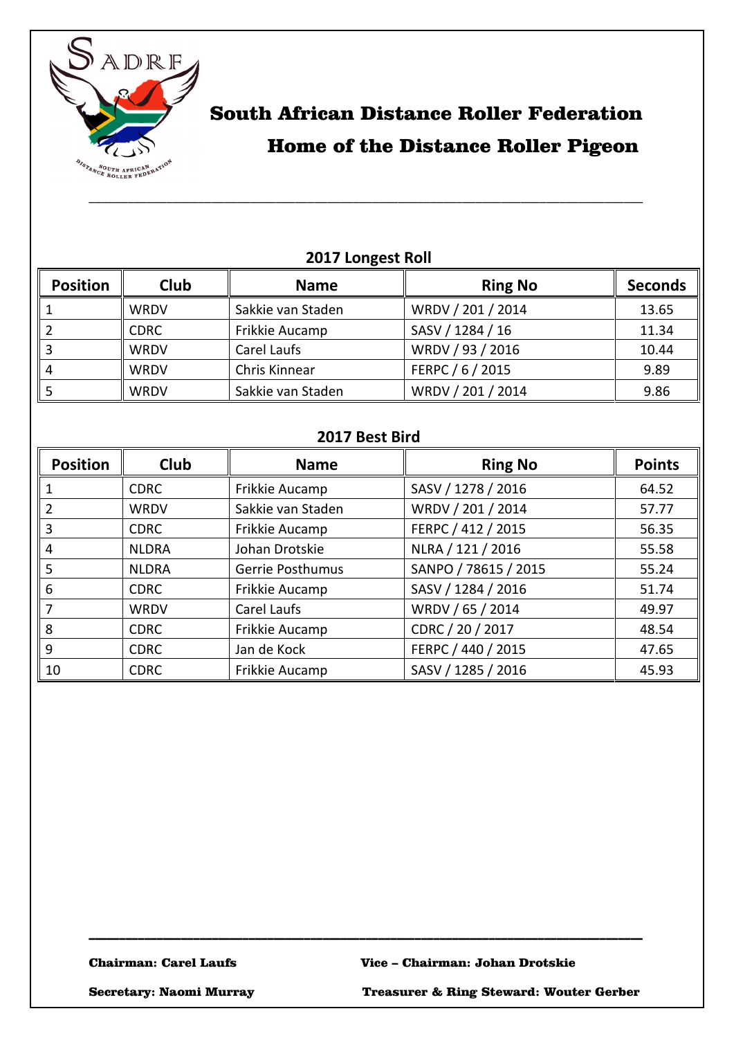# South African Distance Roller Federation

## Home of the Distance Roller Pigeon

### 2017 Longest Roll

| Position | Club | Name | Ring No | Seconds |
|---|---|---|---|---|
| 1 | WRDV | Sakkie van Staden | WRDV / 201 / 2014 | 13.65 |
| 2 | CDRC | Frikkie Aucamp | SASV / 1284 / 16 | 11.34 |
| 3 | WRDV | Carel Laufs | WRDV / 93 / 2016 | 10.44 |
| 4 | WRDV | Chris Kinnear | FERPC / 6 / 2015 | 9.89 |
| 5 | WRDV | Sakkie van Staden | WRDV / 201 / 2014 | 9.86 |

### 2017 Best Bird

| Position | Club | Name | Ring No | Points |
|---|---|---|---|---|
| 1 | CDRC | Frikkie Aucamp | SASV / 1278 / 2016 | 64.52 |
| 2 | WRDV | Sakkie van Staden | WRDV / 201 / 2014 | 57.77 |
| 3 | CDRC | Frikkie Aucamp | FERPC / 412 / 2015 | 56.35 |
| 4 | NLDRA | Johan Drotskie | NLRA / 121 / 2016 | 55.58 |
| 5 | NLDRA | Gerrie Posthumus | SANPO / 78615 / 2015 | 55.24 |
| 6 | CDRC | Frikkie Aucamp | SASV / 1284 / 2016 | 51.74 |
| 7 | WRDV | Carel Laufs | WRDV / 65 / 2014 | 49.97 |
| 8 | CDRC | Frikkie Aucamp | CDRC / 20 / 2017 | 48.54 |
| 9 | CDRC | Jan de Kock | FERPC / 440 / 2015 | 47.65 |
| 10 | CDRC | Frikkie Aucamp | SASV / 1285 / 2016 | 45.93 |

**Chairman: Carel Laufs** **Vice – Chairman: Johan Drotskie**

**Secretary: Naomi Murray** **Treasurer & Ring Steward: Wouter Gerber**